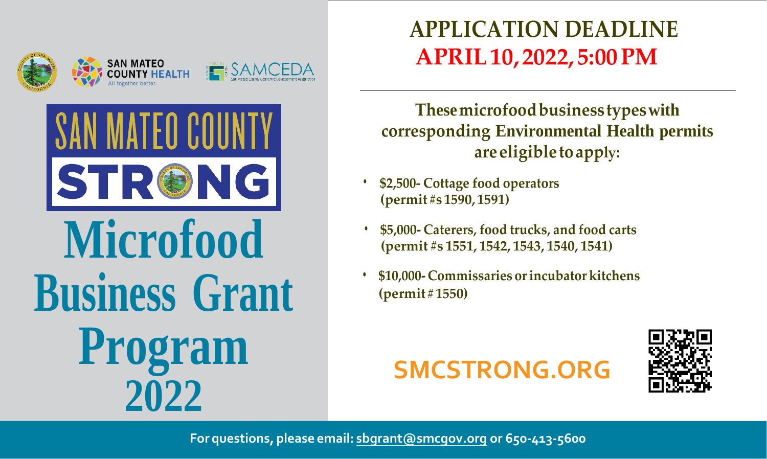SAN MATEO COUNTY HEALTH
All together better.

SAMCEDA
San Mateo County Economic Development Association

# SAN MATEO COUNTY STRONG

# Microfood Business Grant Program 2022

## APPLICATION DEADLINE
## APRIL 10, 2022, 5:00 PM

**These microfood business types with corresponding Environmental Health permits are eligible to apply:**

- **$2,500- Cottage food operators (permit #s 1590, 1591)**
- **$5,000- Caterers, food trucks, and food carts (permit #s 1551, 1542, 1543, 1540, 1541)**
- **$10,000- Commissaries or incubator kitchens (permit # 1550)**

**SMCSTRONG.ORG**

**For questions, please email: sbgrant@smcgov.org or 650-413-5600**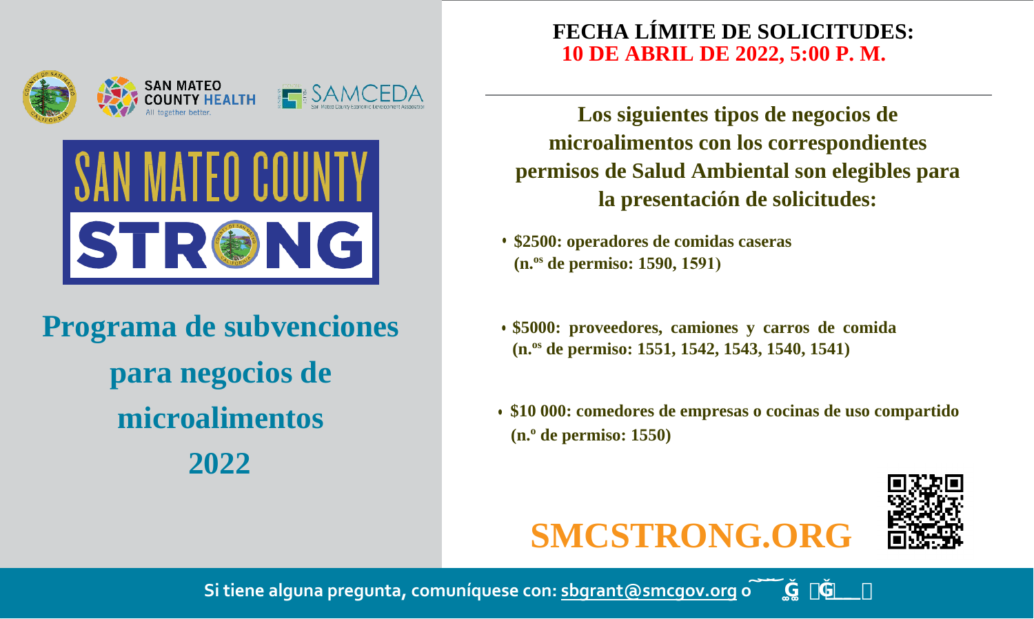SAN MATEO COUNTY HEALTH
All together better.

SAMCEDA
San Mateo County Economic Development Association

SAN MATEO COUNTY
STRONG

# Programa de subvenciones para negocios de microalimentos 2022

**FECHA LÍMITE DE SOLICITUDES:**
**10 DE ABRIL DE 2022, 5:00 P. M.**

---

**Los siguientes tipos de negocios de microalimentos con los correspondientes permisos de Salud Ambiental son elegibles para la presentación de solicitudes:**

- **$2500: operadores de comidas caseras (n.os de permiso: 1590, 1591)**
- **$5000: proveedores, camiones y carros de comida (n.os de permiso: 1551, 1542, 1543, 1540, 1541)**
- **$10 000: comedores de empresas o cocinas de uso compartido (n.º de permiso: 1550)**

**SMCSTRONG.ORG**

**Si tiene alguna pregunta, comuníquese con: sbgrant@smcgov.org o**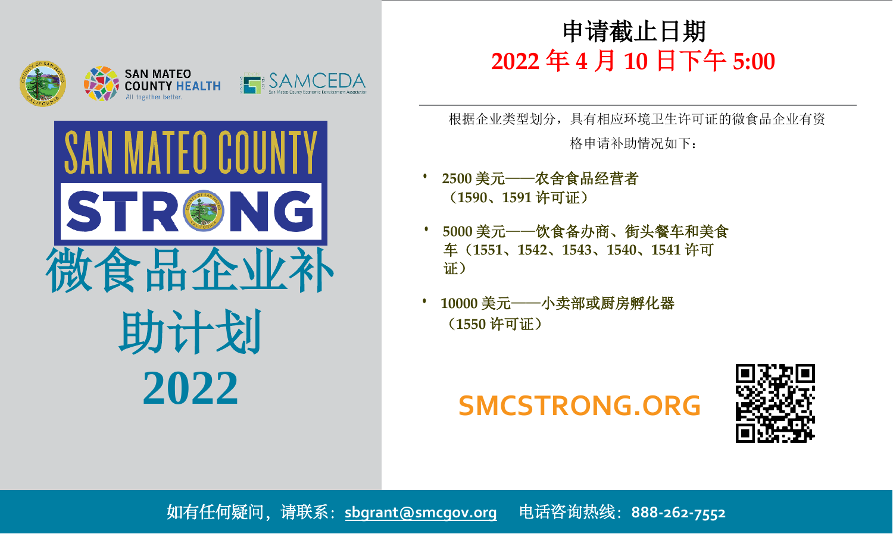SAN MATEO COUNTY HEALTH
All together better.

SAMCEDA
San Mateo County Economic Development Association

# SAN MATEO COUNTY STRONG

# 微食品企业补助计划 2022

## 申请截止日期

## 2022 年 4 月 10 日下午 5:00

根据企业类型划分，具有相应环境卫生许可证的微食品企业有资格申请补助情况如下：

- **2500 美元——农舍食品经营者（1590、1591 许可证）**
- **5000 美元——饮食备办商、街头餐车和美食车（1551、1542、1543、1540、1541 许可证）**
- **10000 美元——小卖部或厨房孵化器（1550 许可证）**

**SMCSTRONG.ORG**

如有任何疑问，请联系：sbgrant@smcgov.org 电话咨询热线：888-262-7552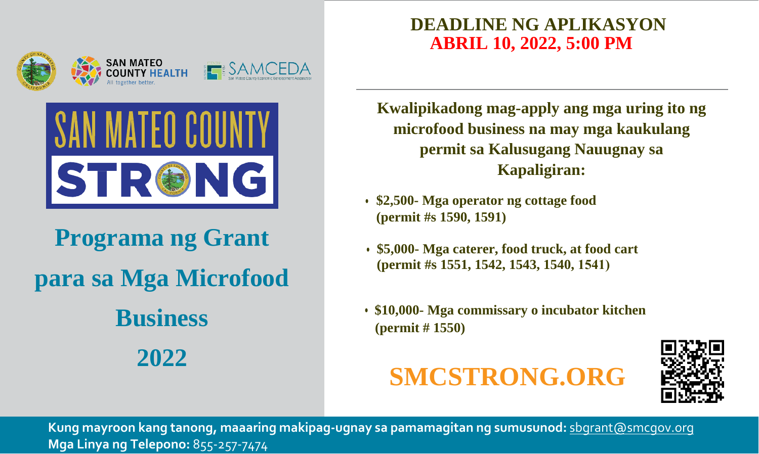SAN MATEO COUNTY HEALTH
All together better.

SAMCEDA
San Mateo County Economic Development Association

SAN MATEO COUNTY STRONG

# Programa ng Grant para sa Mga Microfood Business 2022

## DEADLINE NG APLIKASYON
## ABRIL 10, 2022, 5:00 PM

**Kwalipikadong mag-apply ang mga uring ito ng microfood business na may mga kaukulang permit sa Kalusugang Nauugnay sa Kapaligiran:**

- **$2,500- Mga operator ng cottage food (permit #s 1590, 1591)**
- **$5,000- Mga caterer, food truck, at food cart (permit #s 1551, 1542, 1543, 1540, 1541)**
- **$10,000- Mga commissary o incubator kitchen (permit # 1550)**

**SMCSTRONG.ORG**

**Kung mayroon kang tanong, maaaring makipag-ugnay sa pamamagitan ng sumusunod:** sbgrant@smcgov.org
**Mga Linya ng Telepono:** 855-257-7474